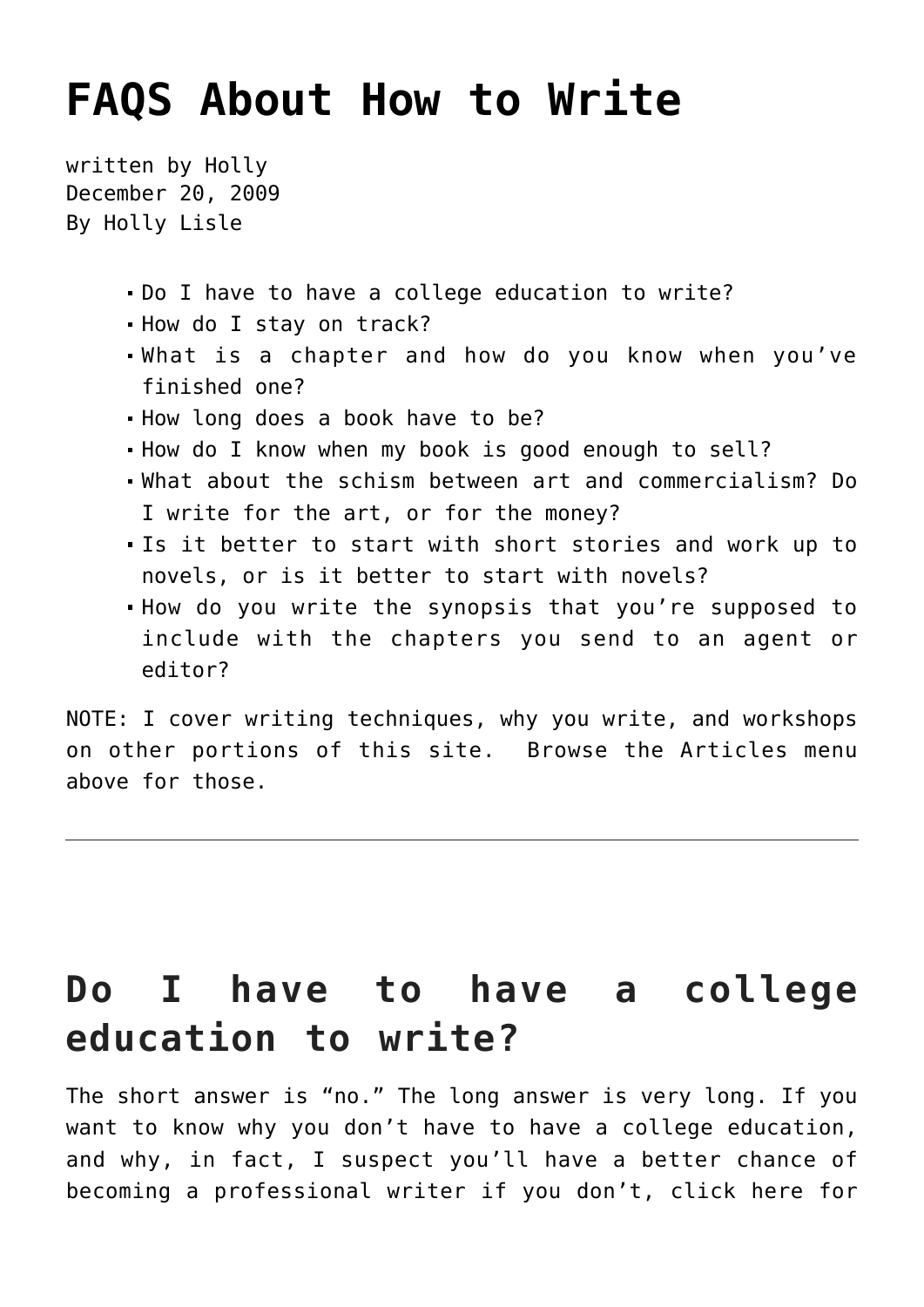# FAQS About How to Write

written by Holly
December 20, 2009
By Holly Lisle

- Do I have to have a college education to write?
- How do I stay on track?
- What is a chapter and how do you know when you've finished one?
- How long does a book have to be?
- How do I know when my book is good enough to sell?
- What about the schism between art and commercialism? Do I write for the art, or for the money?
- Is it better to start with short stories and work up to novels, or is it better to start with novels?
- How do you write the synopsis that you're supposed to include with the chapters you send to an agent or editor?

NOTE: I cover writing techniques, why you write, and workshops on other portions of this site. Browse the Articles menu above for those.

---

## Do I have to have a college education to write?

The short answer is "no." The long answer is very long. If you want to know why you don't have to have a college education, and why, in fact, I suspect you'll have a better chance of becoming a professional writer if you don't, click here for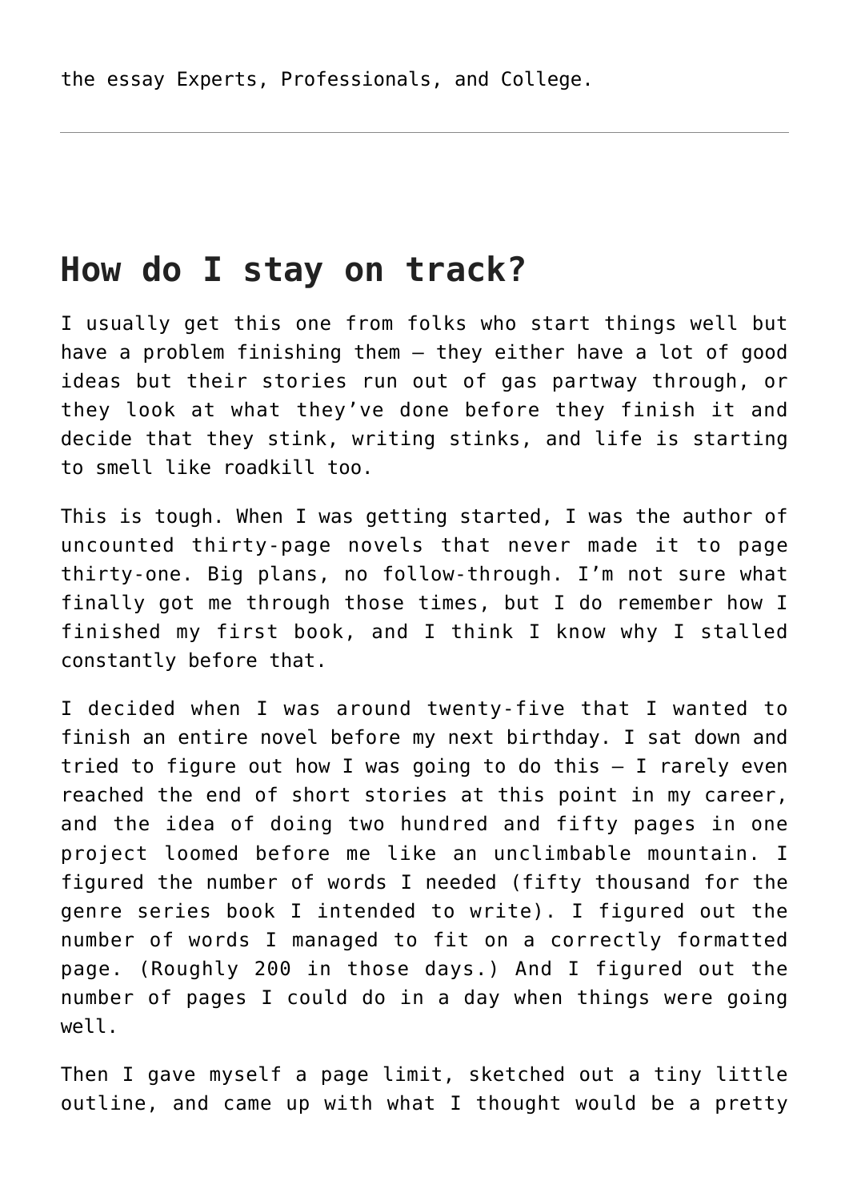the essay Experts, Professionals, and College.

---

## How do I stay on track?

I usually get this one from folks who start things well but have a problem finishing them — they either have a lot of good ideas but their stories run out of gas partway through, or they look at what they've done before they finish it and decide that they stink, writing stinks, and life is starting to smell like roadkill too.

This is tough. When I was getting started, I was the author of uncounted thirty-page novels that never made it to page thirty-one. Big plans, no follow-through. I'm not sure what finally got me through those times, but I do remember how I finished my first book, and I think I know why I stalled constantly before that.

I decided when I was around twenty-five that I wanted to finish an entire novel before my next birthday. I sat down and tried to figure out how I was going to do this — I rarely even reached the end of short stories at this point in my career, and the idea of doing two hundred and fifty pages in one project loomed before me like an unclimbable mountain. I figured the number of words I needed (fifty thousand for the genre series book I intended to write). I figured out the number of words I managed to fit on a correctly formatted page. (Roughly 200 in those days.) And I figured out the number of pages I could do in a day when things were going well.

Then I gave myself a page limit, sketched out a tiny little outline, and came up with what I thought would be a pretty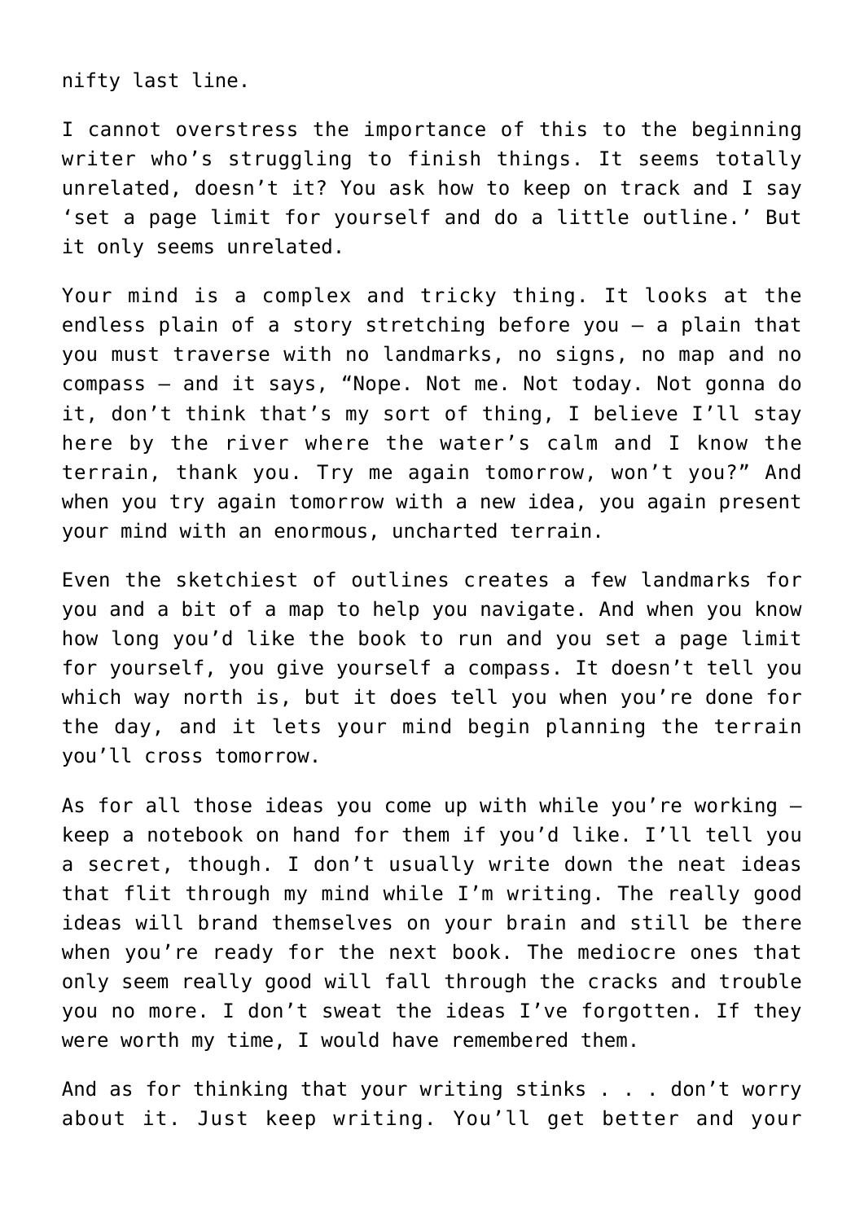nifty last line.

I cannot overstress the importance of this to the beginning writer who's struggling to finish things. It seems totally unrelated, doesn't it? You ask how to keep on track and I say 'set a page limit for yourself and do a little outline.' But it only seems unrelated.

Your mind is a complex and tricky thing. It looks at the endless plain of a story stretching before you – a plain that you must traverse with no landmarks, no signs, no map and no compass – and it says, "Nope. Not me. Not today. Not gonna do it, don't think that's my sort of thing, I believe I'll stay here by the river where the water's calm and I know the terrain, thank you. Try me again tomorrow, won't you?" And when you try again tomorrow with a new idea, you again present your mind with an enormous, uncharted terrain.

Even the sketchiest of outlines creates a few landmarks for you and a bit of a map to help you navigate. And when you know how long you'd like the book to run and you set a page limit for yourself, you give yourself a compass. It doesn't tell you which way north is, but it does tell you when you're done for the day, and it lets your mind begin planning the terrain you'll cross tomorrow.

As for all those ideas you come up with while you're working – keep a notebook on hand for them if you'd like. I'll tell you a secret, though. I don't usually write down the neat ideas that flit through my mind while I'm writing. The really good ideas will brand themselves on your brain and still be there when you're ready for the next book. The mediocre ones that only seem really good will fall through the cracks and trouble you no more. I don't sweat the ideas I've forgotten. If they were worth my time, I would have remembered them.

And as for thinking that your writing stinks . . . don't worry about it. Just keep writing. You'll get better and your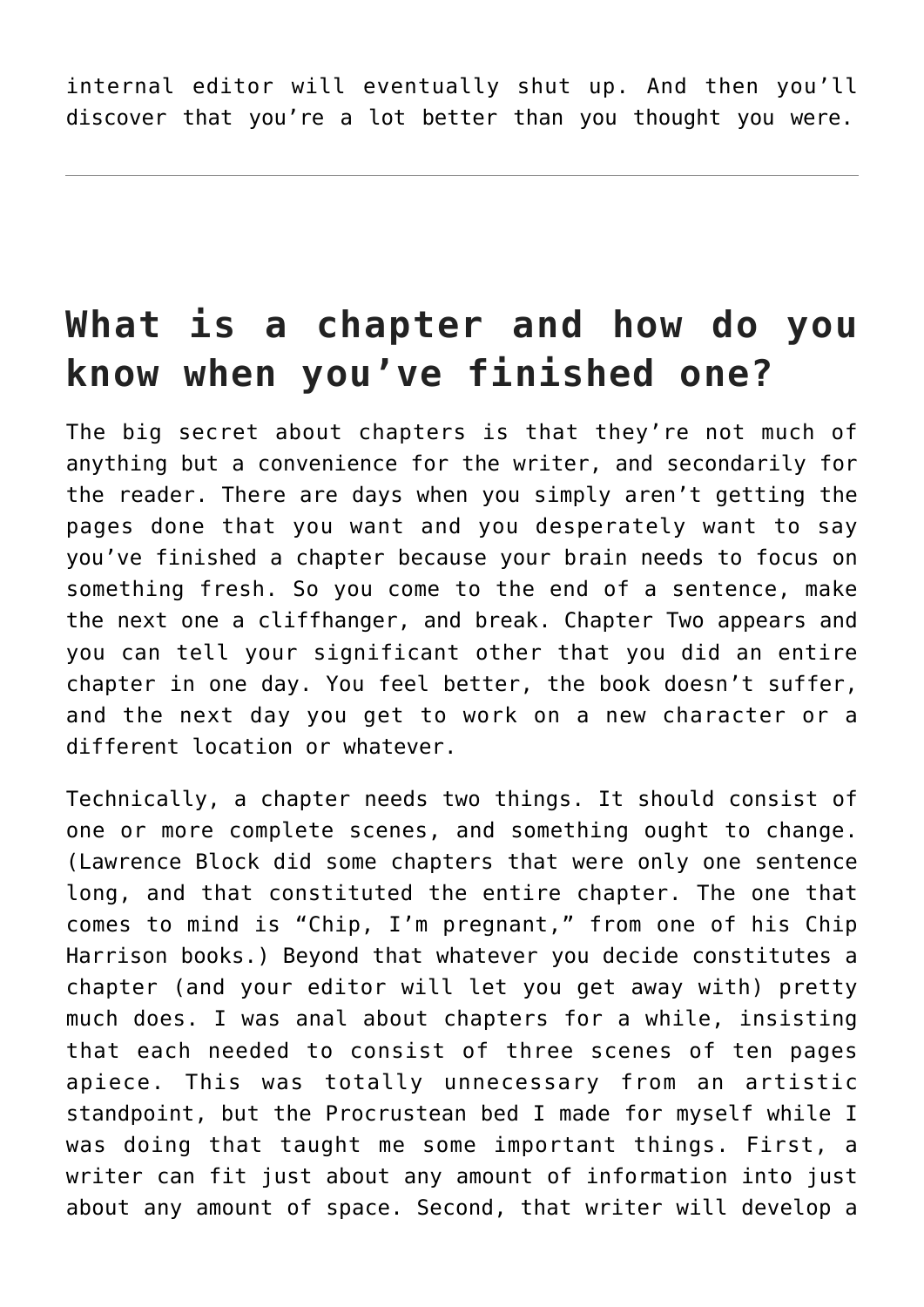internal editor will eventually shut up. And then you'll discover that you're a lot better than you thought you were.

---

## What is a chapter and how do you know when you've finished one?

The big secret about chapters is that they're not much of anything but a convenience for the writer, and secondarily for the reader. There are days when you simply aren't getting the pages done that you want and you desperately want to say you've finished a chapter because your brain needs to focus on something fresh. So you come to the end of a sentence, make the next one a cliffhanger, and break. Chapter Two appears and you can tell your significant other that you did an entire chapter in one day. You feel better, the book doesn't suffer, and the next day you get to work on a new character or a different location or whatever.

Technically, a chapter needs two things. It should consist of one or more complete scenes, and something ought to change. (Lawrence Block did some chapters that were only one sentence long, and that constituted the entire chapter. The one that comes to mind is "Chip, I'm pregnant," from one of his Chip Harrison books.) Beyond that whatever you decide constitutes a chapter (and your editor will let you get away with) pretty much does. I was anal about chapters for a while, insisting that each needed to consist of three scenes of ten pages apiece. This was totally unnecessary from an artistic standpoint, but the Procrustean bed I made for myself while I was doing that taught me some important things. First, a writer can fit just about any amount of information into just about any amount of space. Second, that writer will develop a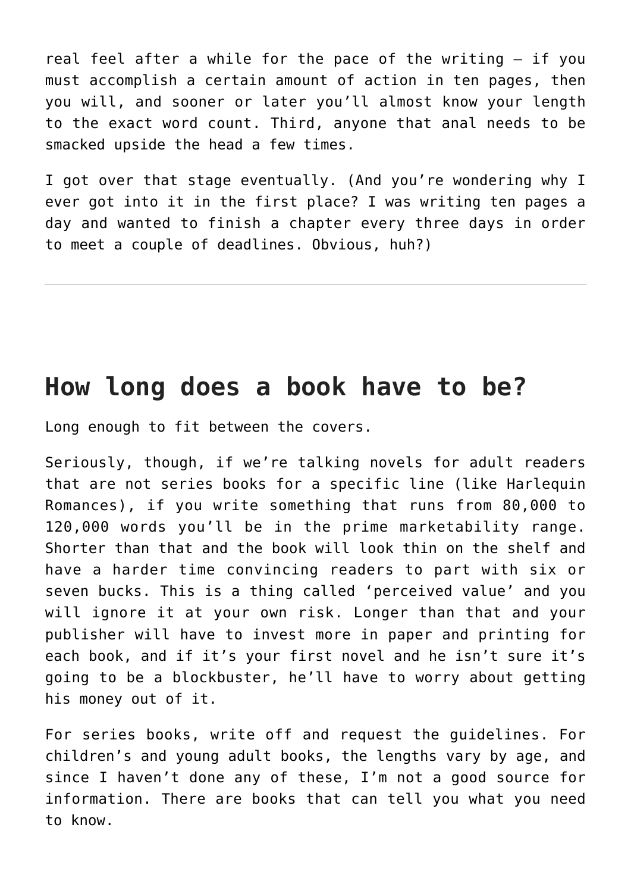real feel after a while for the pace of the writing – if you must accomplish a certain amount of action in ten pages, then you will, and sooner or later you'll almost know your length to the exact word count. Third, anyone that anal needs to be smacked upside the head a few times.

I got over that stage eventually. (And you're wondering why I ever got into it in the first place? I was writing ten pages a day and wanted to finish a chapter every three days in order to meet a couple of deadlines. Obvious, huh?)

---

## How long does a book have to be?

Long enough to fit between the covers.

Seriously, though, if we're talking novels for adult readers that are not series books for a specific line (like Harlequin Romances), if you write something that runs from 80,000 to 120,000 words you'll be in the prime marketability range. Shorter than that and the book will look thin on the shelf and have a harder time convincing readers to part with six or seven bucks. This is a thing called 'perceived value' and you will ignore it at your own risk. Longer than that and your publisher will have to invest more in paper and printing for each book, and if it's your first novel and he isn't sure it's going to be a blockbuster, he'll have to worry about getting his money out of it.

For series books, write off and request the guidelines. For children's and young adult books, the lengths vary by age, and since I haven't done any of these, I'm not a good source for information. There are books that can tell you what you need to know.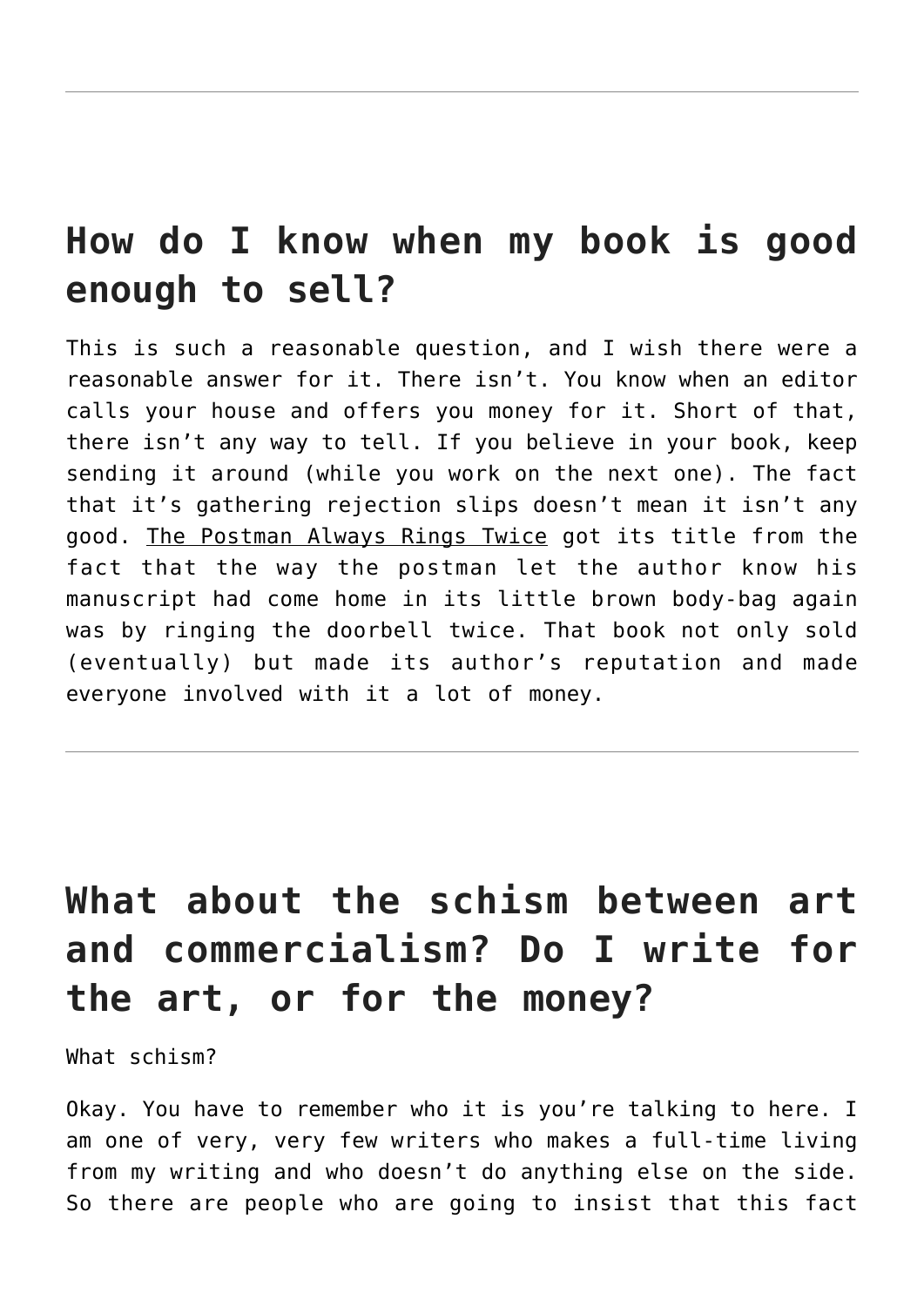## How do I know when my book is good enough to sell?

This is such a reasonable question, and I wish there were a reasonable answer for it. There isn't. You know when an editor calls your house and offers you money for it. Short of that, there isn't any way to tell. If you believe in your book, keep sending it around (while you work on the next one). The fact that it's gathering rejection slips doesn't mean it isn't any good. The Postman Always Rings Twice got its title from the fact that the way the postman let the author know his manuscript had come home in its little brown body-bag again was by ringing the doorbell twice. That book not only sold (eventually) but made its author's reputation and made everyone involved with it a lot of money.

---

## What about the schism between art and commercialism? Do I write for the art, or for the money?

What schism?

Okay. You have to remember who it is you're talking to here. I am one of very, very few writers who makes a full-time living from my writing and who doesn't do anything else on the side. So there are people who are going to insist that this fact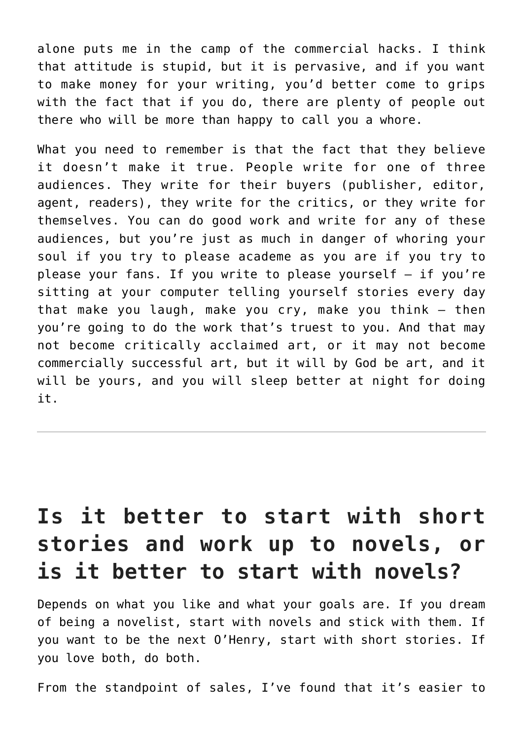alone puts me in the camp of the commercial hacks. I think that attitude is stupid, but it is pervasive, and if you want to make money for your writing, you'd better come to grips with the fact that if you do, there are plenty of people out there who will be more than happy to call you a whore.

What you need to remember is that the fact that they believe it doesn't make it true. People write for one of three audiences. They write for their buyers (publisher, editor, agent, readers), they write for the critics, or they write for themselves. You can do good work and write for any of these audiences, but you're just as much in danger of whoring your soul if you try to please academe as you are if you try to please your fans. If you write to please yourself — if you're sitting at your computer telling yourself stories every day that make you laugh, make you cry, make you think — then you're going to do the work that's truest to you. And that may not become critically acclaimed art, or it may not become commercially successful art, but it will by God be art, and it will be yours, and you will sleep better at night for doing it.

---

## Is it better to start with short stories and work up to novels, or is it better to start with novels?

Depends on what you like and what your goals are. If you dream of being a novelist, start with novels and stick with them. If you want to be the next O'Henry, start with short stories. If you love both, do both.

From the standpoint of sales, I've found that it's easier to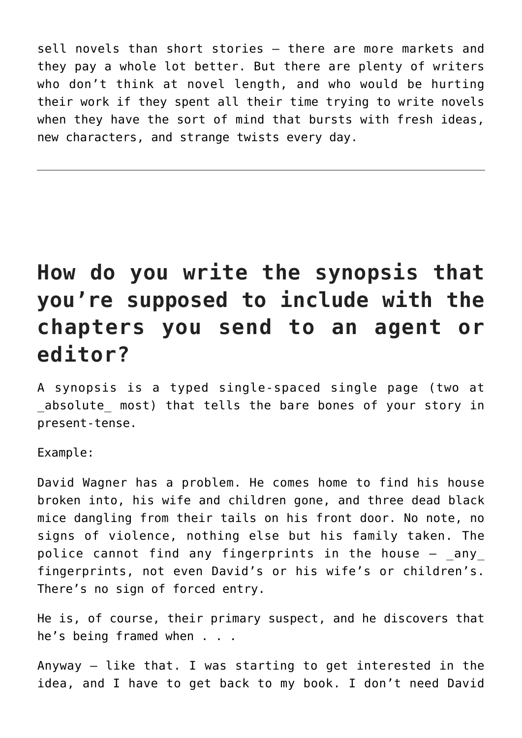sell novels than short stories — there are more markets and they pay a whole lot better. But there are plenty of writers who don't think at novel length, and who would be hurting their work if they spent all their time trying to write novels when they have the sort of mind that bursts with fresh ideas, new characters, and strange twists every day.

---

## How do you write the synopsis that you're supposed to include with the chapters you send to an agent or editor?

A synopsis is a typed single-spaced single page (two at _absolute_ most) that tells the bare bones of your story in present-tense.

Example:

David Wagner has a problem. He comes home to find his house broken into, his wife and children gone, and three dead black mice dangling from their tails on his front door. No note, no signs of violence, nothing else but his family taken. The police cannot find any fingerprints in the house — _any_ fingerprints, not even David's or his wife's or children's. There's no sign of forced entry.

He is, of course, their primary suspect, and he discovers that he's being framed when . . .

Anyway — like that. I was starting to get interested in the idea, and I have to get back to my book. I don't need David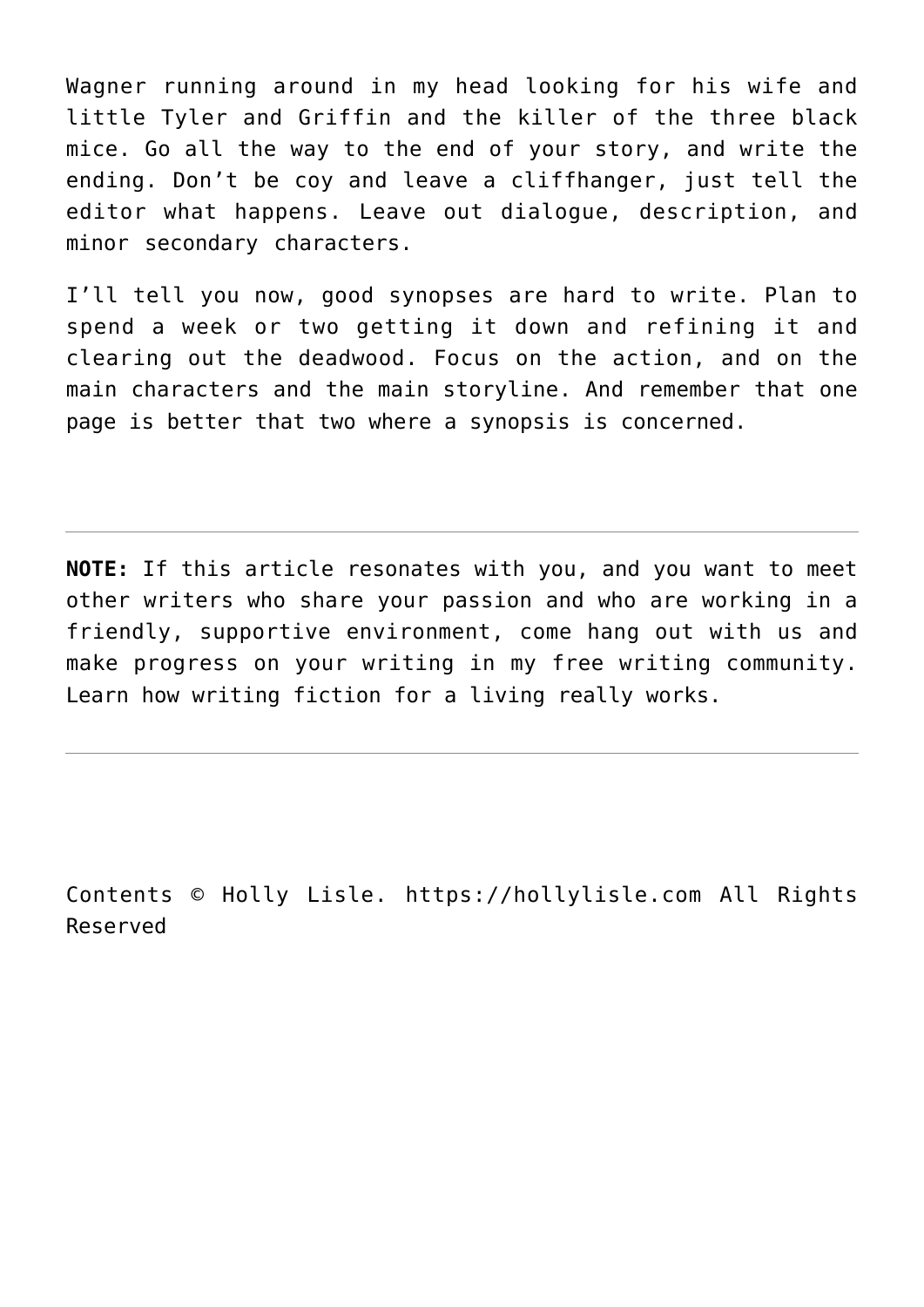Wagner running around in my head looking for his wife and little Tyler and Griffin and the killer of the three black mice. Go all the way to the end of your story, and write the ending. Don't be coy and leave a cliffhanger, just tell the editor what happens. Leave out dialogue, description, and minor secondary characters.

I'll tell you now, good synopses are hard to write. Plan to spend a week or two getting it down and refining it and clearing out the deadwood. Focus on the action, and on the main characters and the main storyline. And remember that one page is better that two where a synopsis is concerned.

---

**NOTE:** If this article resonates with you, and you want to meet other writers who share your passion and who are working in a friendly, supportive environment, come hang out with us and make progress on your writing in my free writing community. Learn how writing fiction for a living really works.

---

Contents © Holly Lisle. https://hollylisle.com All Rights Reserved